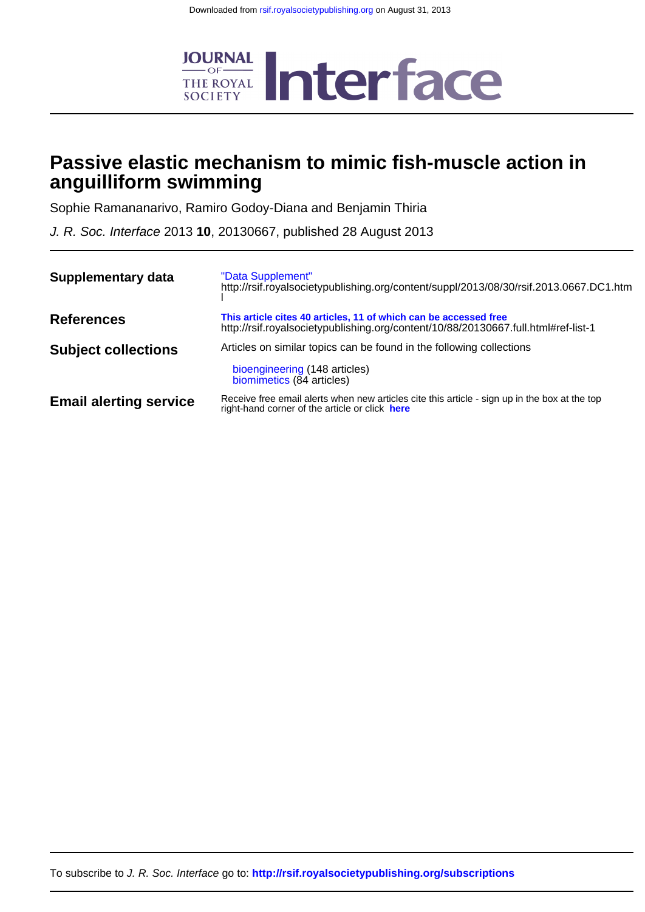Downloaded from rsif.royalsocietypublishing.org on August 31, 2013

# Passive elastic mechanism to mimic fish-muscle action in anguilliform swimming

Sophie Ramananarivo, Ramiro Godoy-Diana and Benjamin Thiria

*J. R. Soc. Interface* 2013 **10**, 20130667, published 28 August 2013

| | |
|---|---|
| **Supplementary data** | "Data Supplement" http://rsif.royalsocietypublishing.org/content/suppl/2013/08/30/rsif.2013.0667.DC1.html |
| **References** | **This article cites 40 articles, 11 of which can be accessed free** http://rsif.royalsocietypublishing.org/content/10/88/20130667.full.html#ref-list-1 |
| **Subject collections** | Articles on similar topics can be found in the following collections<br>bioengineering (148 articles)<br>biomimetics (84 articles) |
| **Email alerting service** | Receive free email alerts when new articles cite this article - sign up in the box at the top right-hand corner of the article or click **here** |

To subscribe to *J. R. Soc. Interface* go to: **http://rsif.royalsocietypublishing.org/subscriptions**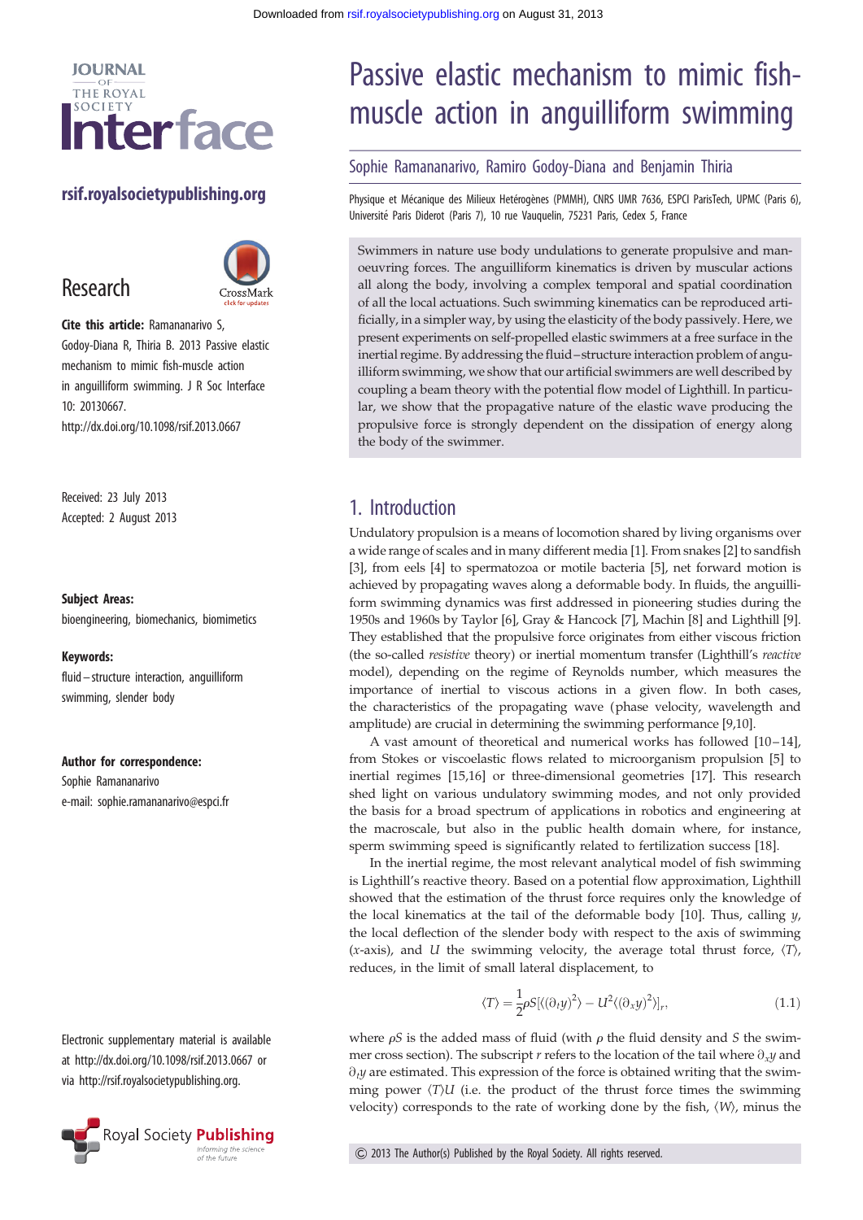# Passive elastic mechanism to mimic fish-muscle action in anguilliform swimming

Sophie Ramananarivo, Ramiro Godoy-Diana and Benjamin Thiria

Physique et Mécanique des Milieux Hetérogènes (PMMH), CNRS UMR 7636, ESPCI ParisTech, UPMC (Paris 6), Université Paris Diderot (Paris 7), 10 rue Vauquelin, 75231 Paris, Cedex 5, France

Research

**Cite this article:** Ramananarivo S, Godoy-Diana R, Thiria B. 2013 Passive elastic mechanism to mimic fish-muscle action in anguilliform swimming. J R Soc Interface 10: 20130667. http://dx.doi.org/10.1098/rsif.2013.0667

Received: 23 July 2013
Accepted: 2 August 2013

**Subject Areas:**
bioengineering, biomechanics, biomimetics

**Keywords:**
fluid–structure interaction, anguilliform swimming, slender body

**Author for correspondence:**
Sophie Ramananarivo
e-mail: sophie.ramananarivo@espci.fr

Electronic supplementary material is available at http://dx.doi.org/10.1098/rsif.2013.0667 or via http://rsif.royalsocietypublishing.org.

Swimmers in nature use body undulations to generate propulsive and manoeuvring forces. The anguilliform kinematics is driven by muscular actions all along the body, involving a complex temporal and spatial coordination of all the local actuations. Such swimming kinematics can be reproduced artificially, in a simpler way, by using the elasticity of the body passively. Here, we present experiments on self-propelled elastic swimmers at a free surface in the inertial regime. By addressing the fluid–structure interaction problem of anguilliform swimming, we show that our artificial swimmers are well described by coupling a beam theory with the potential flow model of Lighthill. In particular, we show that the propagative nature of the elastic wave producing the propulsive force is strongly dependent on the dissipation of energy along the body of the swimmer.

## 1. Introduction

Undulatory propulsion is a means of locomotion shared by living organisms over a wide range of scales and in many different media [1]. From snakes [2] to sandfish [3], from eels [4] to spermatozoa or motile bacteria [5], net forward motion is achieved by propagating waves along a deformable body. In fluids, the anguilliform swimming dynamics was first addressed in pioneering studies during the 1950s and 1960s by Taylor [6], Gray & Hancock [7], Machin [8] and Lighthill [9]. They established that the propulsive force originates from either viscous friction (the so-called *resistive* theory) or inertial momentum transfer (Lighthill's *reactive* model), depending on the regime of Reynolds number, which measures the importance of inertial to viscous actions in a given flow. In both cases, the characteristics of the propagating wave (phase velocity, wavelength and amplitude) are crucial in determining the swimming performance [9,10].

A vast amount of theoretical and numerical works has followed [10–14], from Stokes or viscoelastic flows related to microorganism propulsion [5] to inertial regimes [15,16] or three-dimensional geometries [17]. This research shed light on various undulatory swimming modes, and not only provided the basis for a broad spectrum of applications in robotics and engineering at the macroscale, but also in the public health domain where, for instance, sperm swimming speed is significantly related to fertilization success [18].

In the inertial regime, the most relevant analytical model of fish swimming is Lighthill's reactive theory. Based on a potential flow approximation, Lighthill showed that the estimation of the thrust force requires only the knowledge of the local kinematics at the tail of the deformable body [10]. Thus, calling $y$, the local deflection of the slender body with respect to the axis of swimming ($x$-axis), and $U$ the swimming velocity, the average total thrust force, $\langle T\rangle$, reduces, in the limit of small lateral displacement, to

$$\langle T\rangle = \frac{1}{2}\rho S[\langle(\partial_t y)^2\rangle - U^2\langle(\partial_x y)^2\rangle]_r, \tag{1.1}$$

where $\rho S$ is the added mass of fluid (with $\rho$ the fluid density and $S$ the swimmer cross section). The subscript $r$ refers to the location of the tail where $\partial_x y$ and $\partial_t y$ are estimated. This expression of the force is obtained writing that the swimming power $\langle T\rangle U$ (i.e. the product of the thrust force times the swimming velocity) corresponds to the rate of working done by the fish, $\langle W\rangle$, minus the

© 2013 The Author(s) Published by the Royal Society. All rights reserved.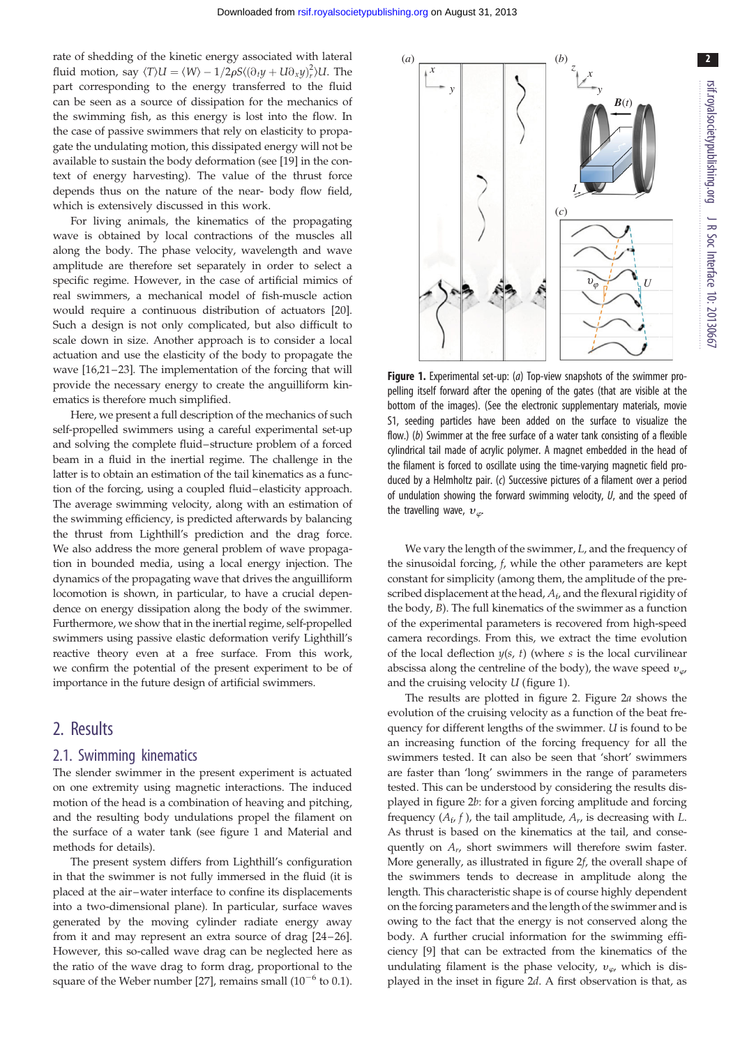rate of shedding of the kinetic energy associated with lateral fluid motion, say $\langle T\rangle U = \langle W\rangle - 1/2\rho S\langle(\partial_t y + U\partial_x y)^2_r\rangle U$. The part corresponding to the energy transferred to the fluid can be seen as a source of dissipation for the mechanics of the swimming fish, as this energy is lost into the flow. In the case of passive swimmers that rely on elasticity to propagate the undulating motion, this dissipated energy will not be available to sustain the body deformation (see [19] in the context of energy harvesting). The value of the thrust force depends thus on the nature of the near- body flow field, which is extensively discussed in this work.

For living animals, the kinematics of the propagating wave is obtained by local contractions of the muscles all along the body. The phase velocity, wavelength and wave amplitude are therefore set separately in order to select a specific regime. However, in the case of artificial mimics of real swimmers, a mechanical model of fish-muscle action would require a continuous distribution of actuators [20]. Such a design is not only complicated, but also difficult to scale down in size. Another approach is to consider a local actuation and use the elasticity of the body to propagate the wave [16,21–23]. The implementation of the forcing that will provide the necessary energy to create the anguilliform kinematics is therefore much simplified.

Here, we present a full description of the mechanics of such self-propelled swimmers using a careful experimental set-up and solving the complete fluid–structure problem of a forced beam in a fluid in the inertial regime. The challenge in the latter is to obtain an estimation of the tail kinematics as a function of the forcing, using a coupled fluid–elasticity approach. The average swimming velocity, along with an estimation of the swimming efficiency, is predicted afterwards by balancing the thrust from Lighthill's prediction and the drag force. We also address the more general problem of wave propagation in bounded media, using a local energy injection. The dynamics of the propagating wave that drives the anguilliform locomotion is shown, in particular, to have a crucial dependence on energy dissipation along the body of the swimmer. Furthermore, we show that in the inertial regime, self-propelled swimmers using passive elastic deformation verify Lighthill's reactive theory even at a free surface. From this work, we confirm the potential of the present experiment to be of importance in the future design of artificial swimmers.

## 2. Results

### 2.1. Swimming kinematics

The slender swimmer in the present experiment is actuated on one extremity using magnetic interactions. The induced motion of the head is a combination of heaving and pitching, and the resulting body undulations propel the filament on the surface of a water tank (see figure 1 and Material and methods for details).

The present system differs from Lighthill's configuration in that the swimmer is not fully immersed in the fluid (it is placed at the air–water interface to confine its displacements into a two-dimensional plane). In particular, surface waves generated by the moving cylinder radiate energy away from it and may represent an extra source of drag [24–26]. However, this so-called wave drag can be neglected here as the ratio of the wave drag to form drag, proportional to the square of the Weber number [27], remains small ($10^{-6}$ to 0.1).

(a) x y
(b) z x y B(t) I
(c) $v_\varphi$ U

**Figure 1.** Experimental set-up: (*a*) Top-view snapshots of the swimmer propelling itself forward after the opening of the gates (that are visible at the bottom of the images). (See the electronic supplementary materials, movie S1, seeding particles have been added on the surface to visualize the flow.) (*b*) Swimmer at the free surface of a water tank consisting of a flexible cylindrical tail made of acrylic polymer. A magnet embedded in the head of the filament is forced to oscillate using the time-varying magnetic field produced by a Helmholtz pair. (*c*) Successive pictures of a filament over a period of undulation showing the forward swimming velocity, $U$, and the speed of the travelling wave, $v_\varphi$.

We vary the length of the swimmer, $L$, and the frequency of the sinusoidal forcing, $f$, while the other parameters are kept constant for simplicity (among them, the amplitude of the prescribed displacement at the head, $A_f$, and the flexural rigidity of the body, $B$). The full kinematics of the swimmer as a function of the experimental parameters is recovered from high-speed camera recordings. From this, we extract the time evolution of the local deflection $y(s, t)$ (where $s$ is the local curvilinear abscissa along the centreline of the body), the wave speed $v_\varphi$, and the cruising velocity $U$ (figure 1).

The results are plotted in figure 2. Figure 2*a* shows the evolution of the cruising velocity as a function of the beat frequency for different lengths of the swimmer. $U$ is found to be an increasing function of the forcing frequency for all the swimmers tested. It can also be seen that 'short' swimmers are faster than 'long' swimmers in the range of parameters tested. This can be understood by considering the results displayed in figure 2*b*: for a given forcing amplitude and forcing frequency ($A_f$, $f$), the tail amplitude, $A_r$, is decreasing with $L$. As thrust is based on the kinematics at the tail, and consequently on $A_r$, short swimmers will therefore swim faster. More generally, as illustrated in figure 2*f*, the overall shape of the swimmers tends to decrease in amplitude along the length. This characteristic shape is of course highly dependent on the forcing parameters and the length of the swimmer and is owing to the fact that the energy is not conserved along the body. A further crucial information for the swimming efficiency [9] that can be extracted from the kinematics of the undulating filament is the phase velocity, $v_\varphi$, which is displayed in the inset in figure 2*d*. A first observation is that, as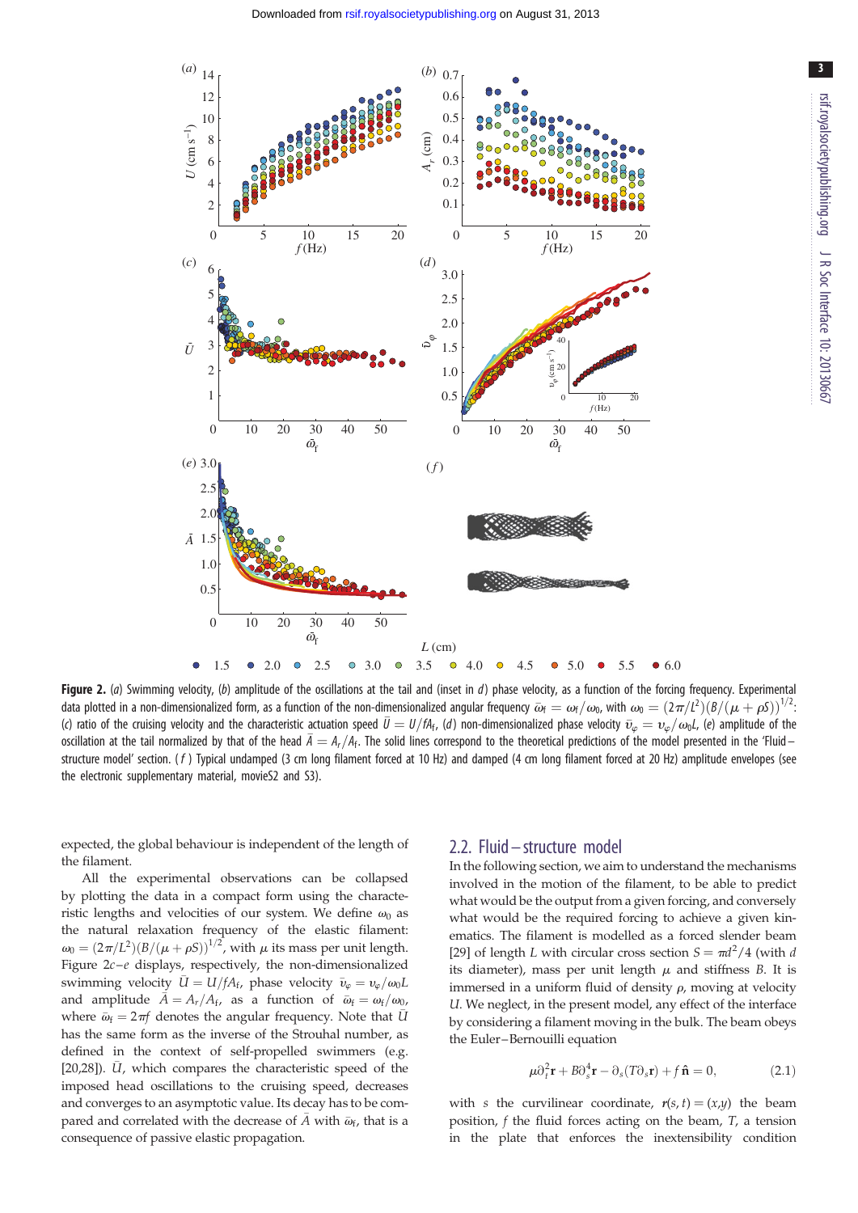**Figure 2.** (*a*) Swimming velocity, (*b*) amplitude of the oscillations at the tail and (inset in *d*) phase velocity, as a function of the forcing frequency. Experimental data plotted in a non-dimensionalized form, as a function of the non-dimensionalized angular frequency $\bar{\omega}_f = \omega_f/\omega_0$, with $\omega_0 = (2\pi/L^2)(B/(\mu + \rho S))^{1/2}$: (*c*) ratio of the cruising velocity and the characteristic actuation speed $\bar{U} = U/fA_f$, (*d*) non-dimensionalized phase velocity $\bar{v}_\varphi = v_\varphi/\omega_0 L$, (*e*) amplitude of the oscillation at the tail normalized by that of the head $\bar{A} = A_r/A_f$. The solid lines correspond to the theoretical predictions of the model presented in the 'Fluid–structure model' section. (*f*) Typical undamped (3 cm long filament forced at 10 Hz) and damped (4 cm long filament forced at 20 Hz) amplitude envelopes (see the electronic supplementary material, movieS2 and S3).

expected, the global behaviour is independent of the length of the filament.

All the experimental observations can be collapsed by plotting the data in a compact form using the characteristic lengths and velocities of our system. We define $\omega_0$ as the natural relaxation frequency of the elastic filament: $\omega_0 = (2\pi/L^2)(B/(\mu + \rho S))^{1/2}$, with $\mu$ its mass per unit length. Figure 2*c*–*e* displays, respectively, the non-dimensionalized swimming velocity $\bar{U} = U/fA_f$, phase velocity $\bar{v}_\varphi = v_\varphi/\omega_0 L$ and amplitude $\bar{A} = A_r/A_f$, as a function of $\bar{\omega}_f = \omega_f/\omega_0$, where $\bar{\omega}_f = 2\pi f$ denotes the angular frequency. Note that $\bar{U}$ has the same form as the inverse of the Strouhal number, as defined in the context of self-propelled swimmers (e.g. [20,28]). $\bar{U}$, which compares the characteristic speed of the imposed head oscillations to the cruising speed, decreases and converges to an asymptotic value. Its decay has to be compared and correlated with the decrease of $\bar{A}$ with $\bar{\omega}_f$, that is a consequence of passive elastic propagation.

## 2.2. Fluid–structure model

In the following section, we aim to understand the mechanisms involved in the motion of the filament, to be able to predict what would be the output from a given forcing, and conversely what would be the required forcing to achieve a given kinematics. The filament is modelled as a forced slender beam [29] of length $L$ with circular cross section $S = \pi d^2/4$ (with $d$ its diameter), mass per unit length $\mu$ and stiffness $B$. It is immersed in a uniform fluid of density $\rho$, moving at velocity $U$. We neglect, in the present model, any effect of the interface by considering a filament moving in the bulk. The beam obeys the Euler–Bernouilli equation

$$\mu \partial_t^2 \mathbf{r} + B \partial_s^4 \mathbf{r} - \partial_s (T \partial_s \mathbf{r}) + f \hat{\mathbf{n}} = 0, \tag{2.1}$$

with $s$ the curvilinear coordinate, $\mathbf{r}(s,t) = (x,y)$ the beam position, $f$ the fluid forces acting on the beam, $T$, a tension in the plate that enforces the inextensibility condition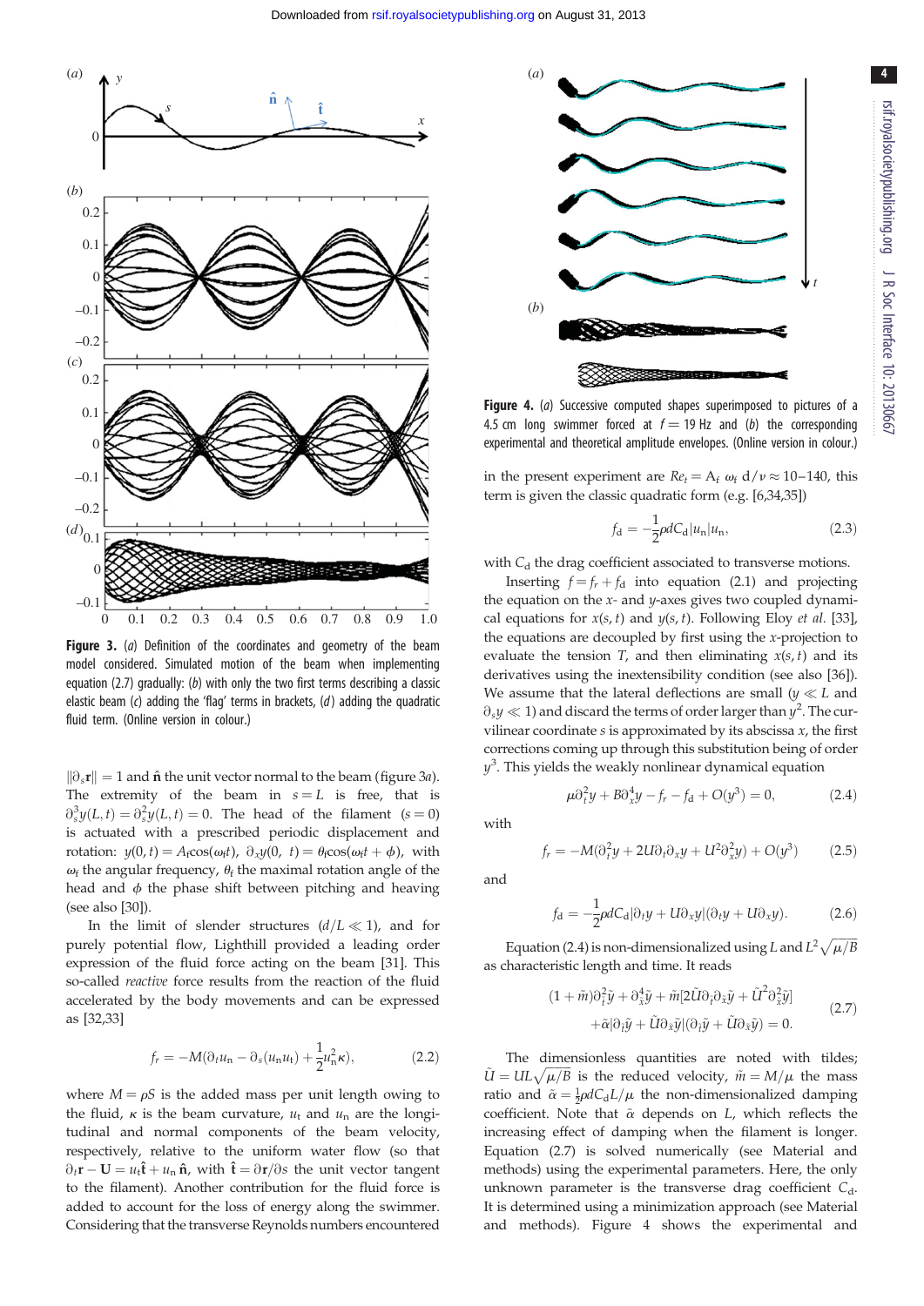**Figure 3.** (*a*) Definition of the coordinates and geometry of the beam model considered. Simulated motion of the beam when implementing equation (2.7) gradually: (*b*) with only the two first terms describing a classic elastic beam (*c*) adding the 'flag' terms in brackets, (*d*) adding the quadratic fluid term. (Online version in colour.)

$\|\partial_s \mathbf{r}\| = 1$ and $\hat{\mathbf{n}}$ the unit vector normal to the beam (figure 3*a*). The extremity of the beam in $s = L$ is free, that is $\partial_s^3 y(L, t) = \partial_s^2 y(L, t) = 0$. The head of the filament ($s = 0$) is actuated with a prescribed periodic displacement and rotation: $y(0, t) = A_f \cos(\omega_f t)$, $\partial_x y(0, t) = \theta_f \cos(\omega_f t + \phi)$, with $\omega_f$ the angular frequency, $\theta_f$ the maximal rotation angle of the head and $\phi$ the phase shift between pitching and heaving (see also [30]).

In the limit of slender structures ($d/L \ll 1$), and for purely potential flow, Lighthill provided a leading order expression of the fluid force acting on the beam [31]. This so-called *reactive* force results from the reaction of the fluid accelerated by the body movements and can be expressed as [32,33]

$$f_r = -M\left(\partial_t u_n - \partial_s(u_n u_t) + \frac{1}{2}u_n^2 \kappa\right), \tag{2.2}$$

where $M = \rho S$ is the added mass per unit length owing to the fluid, $\kappa$ is the beam curvature, $u_t$ and $u_n$ are the longitudinal and normal components of the beam velocity, respectively, relative to the uniform water flow (so that $\partial_t \mathbf{r} - \mathbf{U} = u_t \hat{\mathbf{t}} + u_n \hat{\mathbf{n}}$, with $\hat{\mathbf{t}} = \partial \mathbf{r}/\partial s$ the unit vector tangent to the filament). Another contribution for the fluid force is added to account for the loss of energy along the swimmer. Considering that the transverse Reynolds numbers encountered in the present experiment are $Re_t = A_f\, \omega_f\, d/\nu \approx 10$–$140$, this term is given the classic quadratic form (e.g. [6,34,35])

$$f_d = -\frac{1}{2}\rho d C_d |u_n| u_n, \tag{2.3}$$

with $C_d$ the drag coefficient associated to transverse motions.

Inserting $f = f_r + f_d$ into equation (2.1) and projecting the equation on the $x$- and $y$-axes gives two coupled dynamical equations for $x(s, t)$ and $y(s, t)$. Following Eloy *et al.* [33], the equations are decoupled by first using the $x$-projection to evaluate the tension $T$, and then eliminating $x(s, t)$ and its derivatives using the inextensibility condition (see also [36]). We assume that the lateral deflections are small ($y \ll L$ and $\partial_s y \ll 1$) and discard the terms of order larger than $y^2$. The curvilinear coordinate $s$ is approximated by its abscissa $x$, the first corrections coming up through this substitution being of order $y^3$. This yields the weakly nonlinear dynamical equation

$$\mu \partial_t^2 y + B \partial_x^4 y - f_r - f_d + O(y^3) = 0, \tag{2.4}$$

with

$$f_r = -M(\partial_t^2 y + 2U\partial_t \partial_x y + U^2 \partial_x^2 y) + O(y^3) \tag{2.5}$$

and

$$f_d = -\frac{1}{2}\rho d C_d |\partial_t y + U\partial_x y|(\partial_t y + U\partial_x y). \tag{2.6}$$

Equation (2.4) is non-dimensionalized using $L$ and $L^2\sqrt{\mu/B}$ as characteristic length and time. It reads

$$\begin{aligned}(1 + \tilde{m})\partial_{\tilde{t}}^2 \tilde{y} + \partial_{\tilde{x}}^4 \tilde{y} + \tilde{m}[2\tilde{U}\partial_{\tilde{t}}\partial_{\tilde{x}}\tilde{y} + \tilde{U}^2 \partial_{\tilde{x}}^2 \tilde{y}] \\ + \tilde{\alpha}|\partial_{\tilde{t}}\tilde{y} + \tilde{U}\partial_{\tilde{x}}\tilde{y}|(\partial_{\tilde{t}}\tilde{y} + \tilde{U}\partial_{\tilde{x}}\tilde{y}) = 0.\end{aligned} \tag{2.7}$$

The dimensionless quantities are noted with tildes; $\tilde{U} = UL\sqrt{\mu/B}$ is the reduced velocity, $\tilde{m} = M/\mu$ the mass ratio and $\tilde{\alpha} = \frac{1}{2}\rho d C_d L/\mu$ the non-dimensionalized damping coefficient. Note that $\tilde{\alpha}$ depends on $L$, which reflects the increasing effect of damping when the filament is longer. Equation (2.7) is solved numerically (see Material and methods) using the experimental parameters. Here, the only unknown parameter is the transverse drag coefficient $C_d$. It is determined using a minimization approach (see Material and methods). Figure 4 shows the experimental and

**Figure 4.** (*a*) Successive computed shapes superimposed to pictures of a 4.5 cm long swimmer forced at $f = 19$ Hz and (*b*) the corresponding experimental and theoretical amplitude envelopes. (Online version in colour.)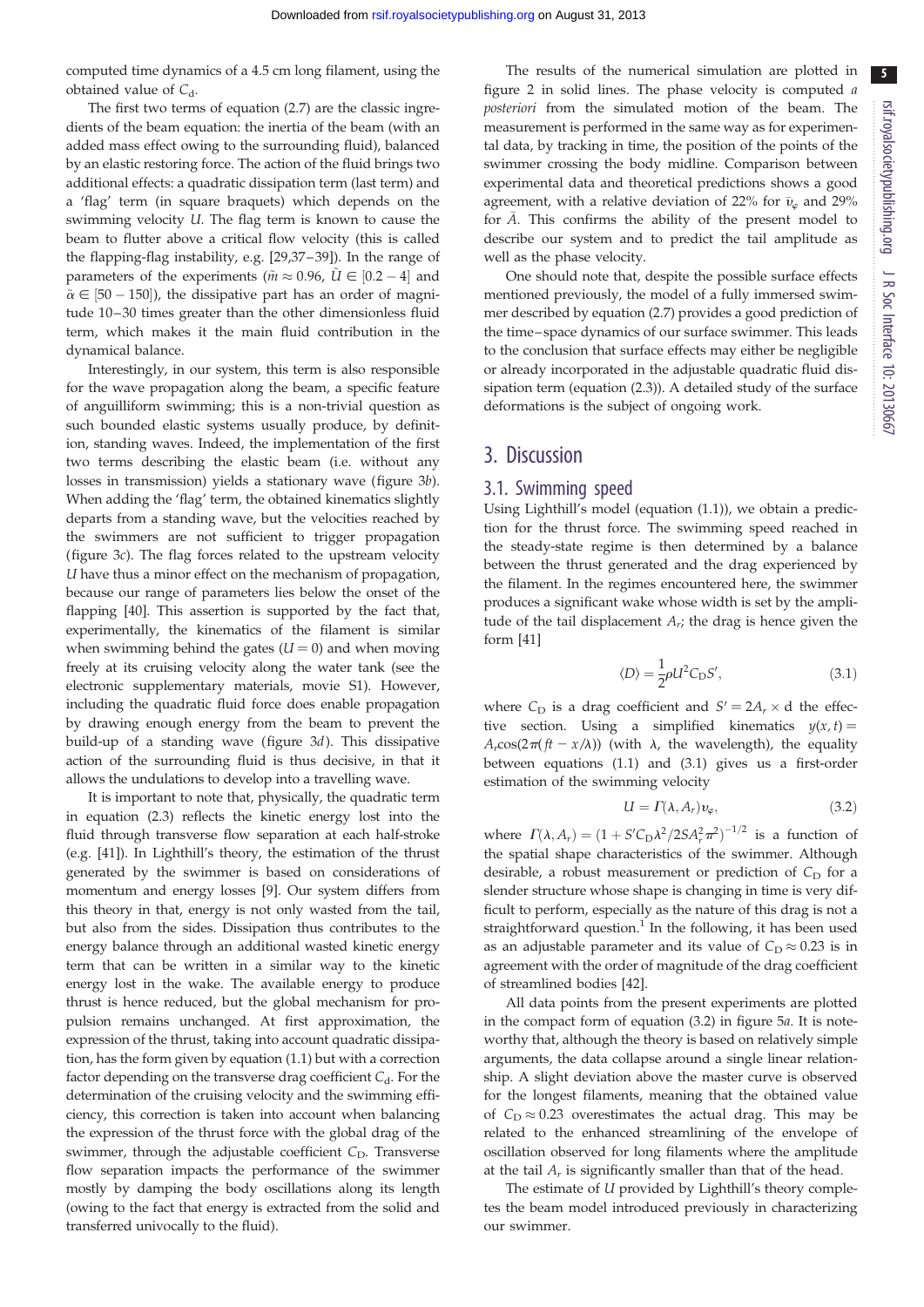computed time dynamics of a 4.5 cm long filament, using the obtained value of $C_d$.

The first two terms of equation (2.7) are the classic ingredients of the beam equation: the inertia of the beam (with an added mass effect owing to the surrounding fluid), balanced by an elastic restoring force. The action of the fluid brings two additional effects: a quadratic dissipation term (last term) and a 'flag' term (in square braquets) which depends on the swimming velocity $U$. The flag term is known to cause the beam to flutter above a critical flow velocity (this is called the flapping-flag instability, e.g. [29,37–39]). In the range of parameters of the experiments ($\tilde{m} \approx 0.96$, $\tilde{U} \in [0.2 - 4]$ and $\tilde{\alpha} \in [50 - 150]$), the dissipative part has an order of magnitude 10–30 times greater than the other dimensionless fluid term, which makes it the main fluid contribution in the dynamical balance.

Interestingly, in our system, this term is also responsible for the wave propagation along the beam, a specific feature of anguilliform swimming; this is a non-trivial question as such bounded elastic systems usually produce, by definition, standing waves. Indeed, the implementation of the first two terms describing the elastic beam (i.e. without any losses in transmission) yields a stationary wave (figure 3*b*). When adding the 'flag' term, the obtained kinematics slightly departs from a standing wave, but the velocities reached by the swimmers are not sufficient to trigger propagation (figure 3*c*). The flag forces related to the upstream velocity $U$ have thus a minor effect on the mechanism of propagation, because our range of parameters lies below the onset of the flapping [40]. This assertion is supported by the fact that, experimentally, the kinematics of the filament is similar when swimming behind the gates ($U = 0$) and when moving freely at its cruising velocity along the water tank (see the electronic supplementary materials, movie S1). However, including the quadratic fluid force does enable propagation by drawing enough energy from the beam to prevent the build-up of a standing wave (figure 3*d*). This dissipative action of the surrounding fluid is thus decisive, in that it allows the undulations to develop into a travelling wave.

It is important to note that, physically, the quadratic term in equation (2.3) reflects the kinetic energy lost into the fluid through transverse flow separation at each half-stroke (e.g. [41]). In Lighthill's theory, the estimation of the thrust generated by the swimmer is based on considerations of momentum and energy losses [9]. Our system differs from this theory in that, energy is not only wasted from the tail, but also from the sides. Dissipation thus contributes to the energy balance through an additional wasted kinetic energy term that can be written in a similar way to the kinetic energy lost in the wake. The available energy to produce thrust is hence reduced, but the global mechanism for propulsion remains unchanged. At first approximation, the expression of the thrust, taking into account quadratic dissipation, has the form given by equation (1.1) but with a correction factor depending on the transverse drag coefficient $C_d$. For the determination of the cruising velocity and the swimming efficiency, this correction is taken into account when balancing the expression of the thrust force with the global drag of the swimmer, through the adjustable coefficient $C_D$. Transverse flow separation impacts the performance of the swimmer mostly by damping the body oscillations along its length (owing to the fact that energy is extracted from the solid and transferred univocally to the fluid).

The results of the numerical simulation are plotted in figure 2 in solid lines. The phase velocity is computed *a posteriori* from the simulated motion of the beam. The measurement is performed in the same way as for experimental data, by tracking in time, the position of the points of the swimmer crossing the body midline. Comparison between experimental data and theoretical predictions shows a good agreement, with a relative deviation of 22% for $\bar{v}_\varphi$ and 29% for $\bar{A}$. This confirms the ability of the present model to describe our system and to predict the tail amplitude as well as the phase velocity.

One should note that, despite the possible surface effects mentioned previously, the model of a fully immersed swimmer described by equation (2.7) provides a good prediction of the time–space dynamics of our surface swimmer. This leads to the conclusion that surface effects may either be negligible or already incorporated in the adjustable quadratic fluid dissipation term (equation (2.3)). A detailed study of the surface deformations is the subject of ongoing work.

## 3. Discussion

### 3.1. Swimming speed

Using Lighthill's model (equation (1.1)), we obtain a prediction for the thrust force. The swimming speed reached in the steady-state regime is then determined by a balance between the thrust generated and the drag experienced by the filament. In the regimes encountered here, the swimmer produces a significant wake whose width is set by the amplitude of the tail displacement $A_r$; the drag is hence given the form [41]

$$\langle D \rangle = \frac{1}{2}\rho U^2 C_D S', \tag{3.1}$$

where $C_D$ is a drag coefficient and $S' = 2A_r \times d$ the effective section. Using a simplified kinematics $y(x, t) = A_r \cos(2\pi(ft - x/\lambda))$ (with $\lambda$, the wavelength), the equality between equations (1.1) and (3.1) gives us a first-order estimation of the swimming velocity

$$U = \Gamma(\lambda, A_r) v_\varphi, \tag{3.2}$$

where $\Gamma(\lambda, A_r) = (1 + S' C_D \lambda^2 / 2SA_r^2 \pi^2)^{-1/2}$ is a function of the spatial shape characteristics of the swimmer. Although desirable, a robust measurement or prediction of $C_D$ for a slender structure whose shape is changing in time is very difficult to perform, especially as the nature of this drag is not a straightforward question.[1] In the following, it has been used as an adjustable parameter and its value of $C_D \approx 0.23$ is in agreement with the order of magnitude of the drag coefficient of streamlined bodies [42].

All data points from the present experiments are plotted in the compact form of equation (3.2) in figure 5*a*. It is noteworthy that, although the theory is based on relatively simple arguments, the data collapse around a single linear relationship. A slight deviation above the master curve is observed for the longest filaments, meaning that the obtained value of $C_D \approx 0.23$ overestimates the actual drag. This may be related to the enhanced streamlining of the envelope of oscillation observed for long filaments where the amplitude at the tail $A_r$ is significantly smaller than that of the head.

The estimate of $U$ provided by Lighthill's theory completes the beam model introduced previously in characterizing our swimmer.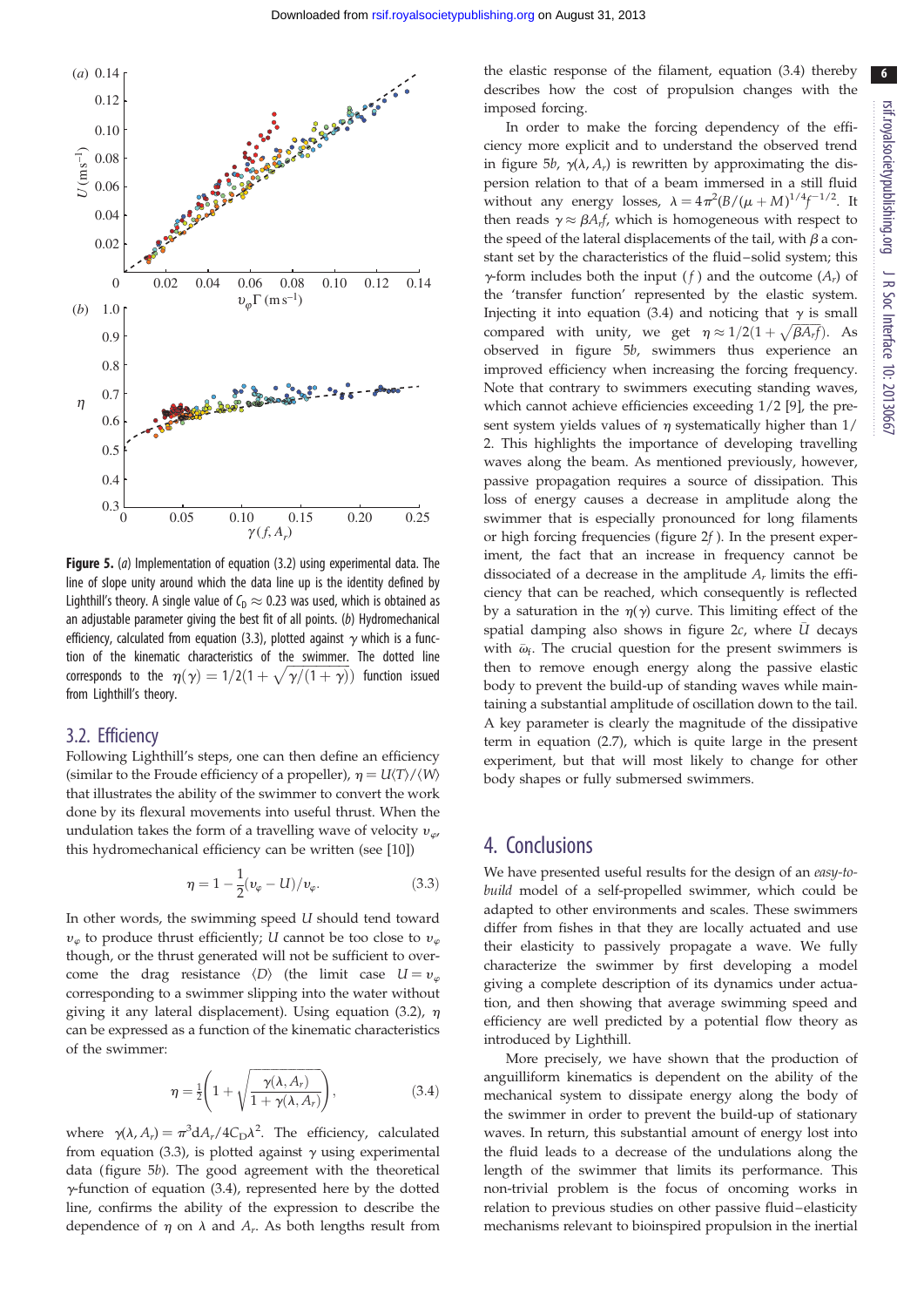**Figure 5.** (*a*) Implementation of equation (3.2) using experimental data. The line of slope unity around which the data line up is the identity defined by Lighthill's theory. A single value of $C_D \approx 0.23$ was used, which is obtained as an adjustable parameter giving the best fit of all points. (*b*) Hydromechanical efficiency, calculated from equation (3.3), plotted against $\gamma$ which is a function of the kinematic characteristics of the swimmer. The dotted line corresponds to the $\eta(\gamma) = 1/2(1 + \sqrt{\gamma/(1+\gamma)})$ function issued from Lighthill's theory.

## 3.2. Efficiency

Following Lighthill's steps, one can then define an efficiency (similar to the Froude efficiency of a propeller), $\eta = U\langle T\rangle/\langle W\rangle$ that illustrates the ability of the swimmer to convert the work done by its flexural movements into useful thrust. When the undulation takes the form of a travelling wave of velocity $v_\varphi$, this hydromechanical efficiency can be written (see [10])

$$\eta = 1 - \frac{1}{2}(v_\varphi - U)/v_\varphi. \tag{3.3}$$

In other words, the swimming speed $U$ should tend toward $v_\varphi$ to produce thrust efficiently; $U$ cannot be too close to $v_\varphi$ though, or the thrust generated will not be sufficient to overcome the drag resistance $\langle D\rangle$ (the limit case $U = v_\varphi$ corresponding to a swimmer slipping into the water without giving it any lateral displacement). Using equation (3.2), $\eta$ can be expressed as a function of the kinematic characteristics of the swimmer:

$$\eta = \frac{1}{2}\left(1 + \sqrt{\frac{\gamma(\lambda, A_r)}{1 + \gamma(\lambda, A_r)}}\right), \tag{3.4}$$

where $\gamma(\lambda, A_r) = \pi^3 dA_r/4C_D\lambda^2$. The efficiency, calculated from equation (3.3), is plotted against $\gamma$ using experimental data (figure 5*b*). The good agreement with the theoretical $\gamma$-function of equation (3.4), represented here by the dotted line, confirms the ability of the expression to describe the dependence of $\eta$ on $\lambda$ and $A_r$. As both lengths result from the elastic response of the filament, equation (3.4) thereby describes how the cost of propulsion changes with the imposed forcing.

In order to make the forcing dependency of the efficiency more explicit and to understand the observed trend in figure 5*b*, $\gamma(\lambda, A_r)$ is rewritten by approximating the dispersion relation to that of a beam immersed in a still fluid without any energy losses, $\lambda = 4\pi^2(B/(\mu + M))^{1/4}f^{-1/2}$. It then reads $\gamma \approx \beta A_r f$, which is homogeneous with respect to the speed of the lateral displacements of the tail, with $\beta$ a constant set by the characteristics of the fluid–solid system; this $\gamma$-form includes both the input ($f$) and the outcome ($A_r$) of the 'transfer function' represented by the elastic system. Injecting it into equation (3.4) and noticing that $\gamma$ is small compared with unity, we get $\eta \approx 1/2(1 + \sqrt{\beta A_r f})$. As observed in figure 5*b*, swimmers thus experience an improved efficiency when increasing the forcing frequency. Note that contrary to swimmers executing standing waves, which cannot achieve efficiencies exceeding 1/2 [9], the present system yields values of $\eta$ systematically higher than 1/2. This highlights the importance of developing travelling waves along the beam. As mentioned previously, however, passive propagation requires a source of dissipation. This loss of energy causes a decrease in amplitude along the swimmer that is especially pronounced for long filaments or high forcing frequencies (figure 2*f*). In the present experiment, the fact that an increase in frequency cannot be dissociated of a decrease in the amplitude $A_r$ limits the efficiency that can be reached, which consequently is reflected by a saturation in the $\eta(\gamma)$ curve. This limiting effect of the spatial damping also shows in figure 2*c*, where $\bar{U}$ decays with $\bar{\omega}_f$. The crucial question for the present swimmers is then to remove enough energy along the passive elastic body to prevent the build-up of standing waves while maintaining a substantial amplitude of oscillation down to the tail. A key parameter is clearly the magnitude of the dissipative term in equation (2.7), which is quite large in the present experiment, but that will most likely to change for other body shapes or fully submersed swimmers.

# 4. Conclusions

We have presented useful results for the design of an *easy-to-build* model of a self-propelled swimmer, which could be adapted to other environments and scales. These swimmers differ from fishes in that they are locally actuated and use their elasticity to passively propagate a wave. We fully characterize the swimmer by first developing a model giving a complete description of its dynamics under actuation, and then showing that average swimming speed and efficiency are well predicted by a potential flow theory as introduced by Lighthill.

More precisely, we have shown that the production of anguilliform kinematics is dependent on the ability of the mechanical system to dissipate energy along the body of the swimmer in order to prevent the build-up of stationary waves. In return, this substantial amount of energy lost into the fluid leads to a decrease of the undulations along the length of the swimmer that limits its performance. This non-trivial problem is the focus of oncoming works in relation to previous studies on other passive fluid–elasticity mechanisms relevant to bioinspired propulsion in the inertial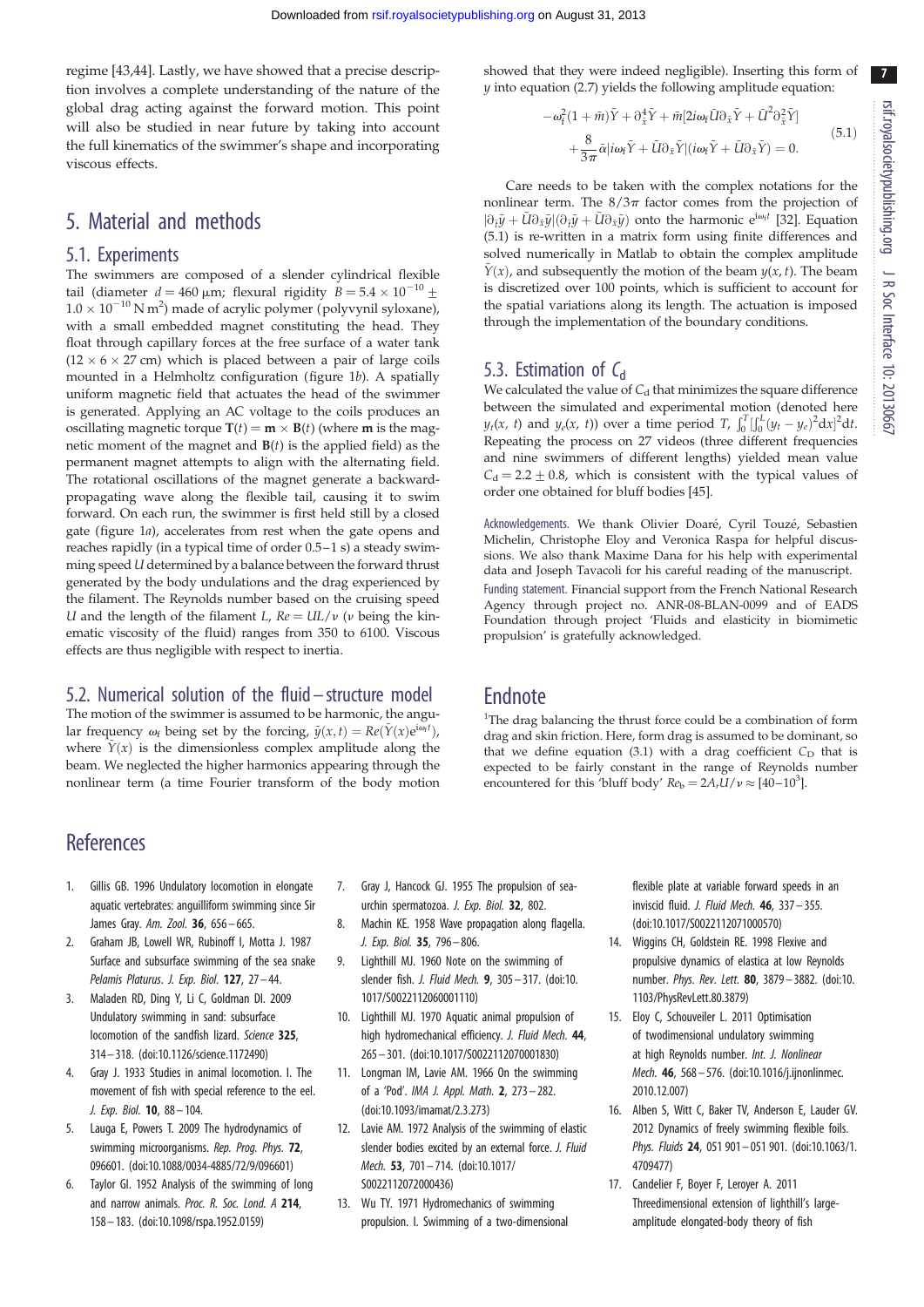regime [43,44]. Lastly, we have showed that a precise description involves a complete understanding of the nature of the global drag acting against the forward motion. This point will also be studied in near future by taking into account the full kinematics of the swimmer's shape and incorporating viscous effects.

## 5. Material and methods

### 5.1. Experiments

The swimmers are composed of a slender cylindrical flexible tail (diameter $d = 460\ \mu\text{m}$; flexural rigidity $B = 5.4 \times 10^{-10} \pm 1.0 \times 10^{-10}\ \text{N m}^2$) made of acrylic polymer (polyvynil syloxane), with a small embedded magnet constituting the head. They float through capillary forces at the free surface of a water tank ($12 \times 6 \times 27$ cm) which is placed between a pair of large coils mounted in a Helmholtz configuration (figure 1*b*). A spatially uniform magnetic field that actuates the head of the swimmer is generated. Applying an AC voltage to the coils produces an oscillating magnetic torque $\mathbf{T}(t) = \mathbf{m} \times \mathbf{B}(t)$ (where $\mathbf{m}$ is the magnetic moment of the magnet and $\mathbf{B}(t)$ is the applied field) as the permanent magnet attempts to align with the alternating field. The rotational oscillations of the magnet generate a backward-propagating wave along the flexible tail, causing it to swim forward. On each run, the swimmer is first held still by a closed gate (figure 1*a*), accelerates from rest when the gate opens and reaches rapidly (in a typical time of order 0.5–1 s) a steady swimming speed $U$ determined by a balance between the forward thrust generated by the body undulations and the drag experienced by the filament. The Reynolds number based on the cruising speed $U$ and the length of the filament $L$, $Re = UL/\nu$ ($\nu$ being the kinematic viscosity of the fluid) ranges from 350 to 6100. Viscous effects are thus negligible with respect to inertia.

### 5.2. Numerical solution of the fluid–structure model

The motion of the swimmer is assumed to be harmonic, the angular frequency $\omega_f$ being set by the forcing, $\bar{y}(x,t) = Re(\bar{Y}(x)e^{i\omega_f t})$, where $\bar{Y}(x)$ is the dimensionless complex amplitude along the beam. We neglected the higher harmonics appearing through the nonlinear term (a time Fourier transform of the body motion showed that they were indeed negligible). Inserting this form of $y$ into equation (2.7) yields the following amplitude equation:

$$-\omega_f^2(1+\bar{m})\bar{Y} + \partial_{\bar{x}}^4\bar{Y} + \bar{m}[2i\omega_f\bar{U}\partial_{\bar{x}}\bar{Y} + \bar{U}^2\partial_{\bar{x}}^2\bar{Y}] + \frac{8}{3\pi}\bar{\alpha}|i\omega_f\bar{Y} + \bar{U}\partial_{\bar{x}}\bar{Y}|(i\omega_f\bar{Y} + \bar{U}\partial_{\bar{x}}\bar{Y}) = 0. \tag{5.1}$$

Care needs to be taken with the complex notations for the nonlinear term. The $8/3\pi$ factor comes from the projection of $|\partial_{\bar{t}}\bar{y} + \bar{U}\partial_{\bar{x}}\bar{y}|(\partial_{\bar{t}}\bar{y} + \bar{U}\partial_{\bar{x}}\bar{y})$ onto the harmonic $e^{i\omega_f t}$ [32]. Equation (5.1) is re-written in a matrix form using finite differences and solved numerically in Matlab to obtain the complex amplitude $\bar{Y}(x)$, and subsequently the motion of the beam $y(x, t)$. The beam is discretized over 100 points, which is sufficient to account for the spatial variations along its length. The actuation is imposed through the implementation of the boundary conditions.

### 5.3. Estimation of $C_d$

We calculated the value of $C_d$ that minimizes the square difference between the simulated and experimental motion (denoted here $y_t(x, t)$ and $y_e(x, t)$) over a time period $T$, $\int_0^T [\int_0^L (y_t - y_e)^2 dx]^2 dt$. Repeating the process on 27 videos (three different frequencies and nine swimmers of different lengths) yielded mean value $C_d = 2.2 \pm 0.8$, which is consistent with the typical values of order one obtained for bluff bodies [45].

Acknowledgements. We thank Olivier Doaré, Cyril Touzé, Sebastien Michelin, Christophe Eloy and Veronica Raspa for helpful discussions. We also thank Maxime Dana for his help with experimental data and Joseph Tavacoli for his careful reading of the manuscript.

Funding statement. Financial support from the French National Research Agency through project no. ANR-08-BLAN-0099 and of EADS Foundation through project 'Fluids and elasticity in biomimetic propulsion' is gratefully acknowledged.

## Endnote

[1]The drag balancing the thrust force could be a combination of form drag and skin friction. Here, form drag is assumed to be dominant, so that we define equation (3.1) with a drag coefficient $C_D$ that is expected to be fairly constant in the range of Reynolds number encountered for this 'bluff body' $Re_b = 2A_rU/\nu \approx [40\text{–}10^3]$.

## References

1. Gillis GB. 1996 Undulatory locomotion in elongate aquatic vertebrates: anguilliform swimming since Sir James Gray. *Am. Zool.* **36**, 656–665.
2. Graham JB, Lowell WR, Rubinoff I, Motta J. 1987 Surface and subsurface swimming of the sea snake *Pelamis Platurus*. *J. Exp. Biol.* **127**, 27–44.
3. Maladen RD, Ding Y, Li C, Goldman DI. 2009 Undulatory swimming in sand: subsurface locomotion of the sandfish lizard. *Science* **325**, 314–318. (doi:10.1126/science.1172490)
4. Gray J. 1933 Studies in animal locomotion. I. The movement of fish with special reference to the eel. *J. Exp. Biol.* **10**, 88–104.
5. Lauga E, Powers T. 2009 The hydrodynamics of swimming microorganisms. *Rep. Prog. Phys.* **72**, 096601. (doi:10.1088/0034-4885/72/9/096601)
6. Taylor GI. 1952 Analysis of the swimming of long and narrow animals. *Proc. R. Soc. Lond. A* **214**, 158–183. (doi:10.1098/rspa.1952.0159)
7. Gray J, Hancock GJ. 1955 The propulsion of sea-urchin spermatozoa. *J. Exp. Biol.* **32**, 802.
8. Machin KE. 1958 Wave propagation along flagella. *J. Exp. Biol.* **35**, 796–806.
9. Lighthill MJ. 1960 Note on the swimming of slender fish. *J. Fluid Mech.* **9**, 305–317. (doi:10.1017/S0022112060001110)
10. Lighthill MJ. 1970 Aquatic animal propulsion of high hydromechanical efficiency. *J. Fluid Mech.* **44**, 265–301. (doi:10.1017/S0022112070001830)
11. Longman IM, Lavie AM. 1966 On the swimming of a 'Pod'. *IMA J. Appl. Math.* **2**, 273–282. (doi:10.1093/imamat/2.3.273)
12. Lavie AM. 1972 Analysis of the swimming of elastic slender bodies excited by an external force. *J. Fluid Mech.* **53**, 701–714. (doi:10.1017/S0022112072000436)
13. Wu TY. 1971 Hydromechanics of swimming propulsion. I. Swimming of a two-dimensional flexible plate at variable forward speeds in an inviscid fluid. *J. Fluid Mech.* **46**, 337–355. (doi:10.1017/S0022112071000570)
14. Wiggins CH, Goldstein RE. 1998 Flexive and propulsive dynamics of elastica at low Reynolds number. *Phys. Rev. Lett.* **80**, 3879–3882. (doi:10.1103/PhysRevLett.80.3879)
15. Eloy C, Schouveiler L. 2011 Optimisation of twodimensional undulatory swimming at high Reynolds number. *Int. J. Nonlinear Mech.* **46**, 568–576. (doi:10.1016/j.ijnonlinmec.2010.12.007)
16. Alben S, Witt C, Baker TV, Anderson E, Lauder GV. 2012 Dynamics of freely swimming flexible foils. *Phys. Fluids* **24**, 051 901–051 901. (doi:10.1063/1.4709477)
17. Candelier F, Boyer F, Leroyer A. 2011 Threedimensional extension of lighthill's large-amplitude elongated-body theory of fish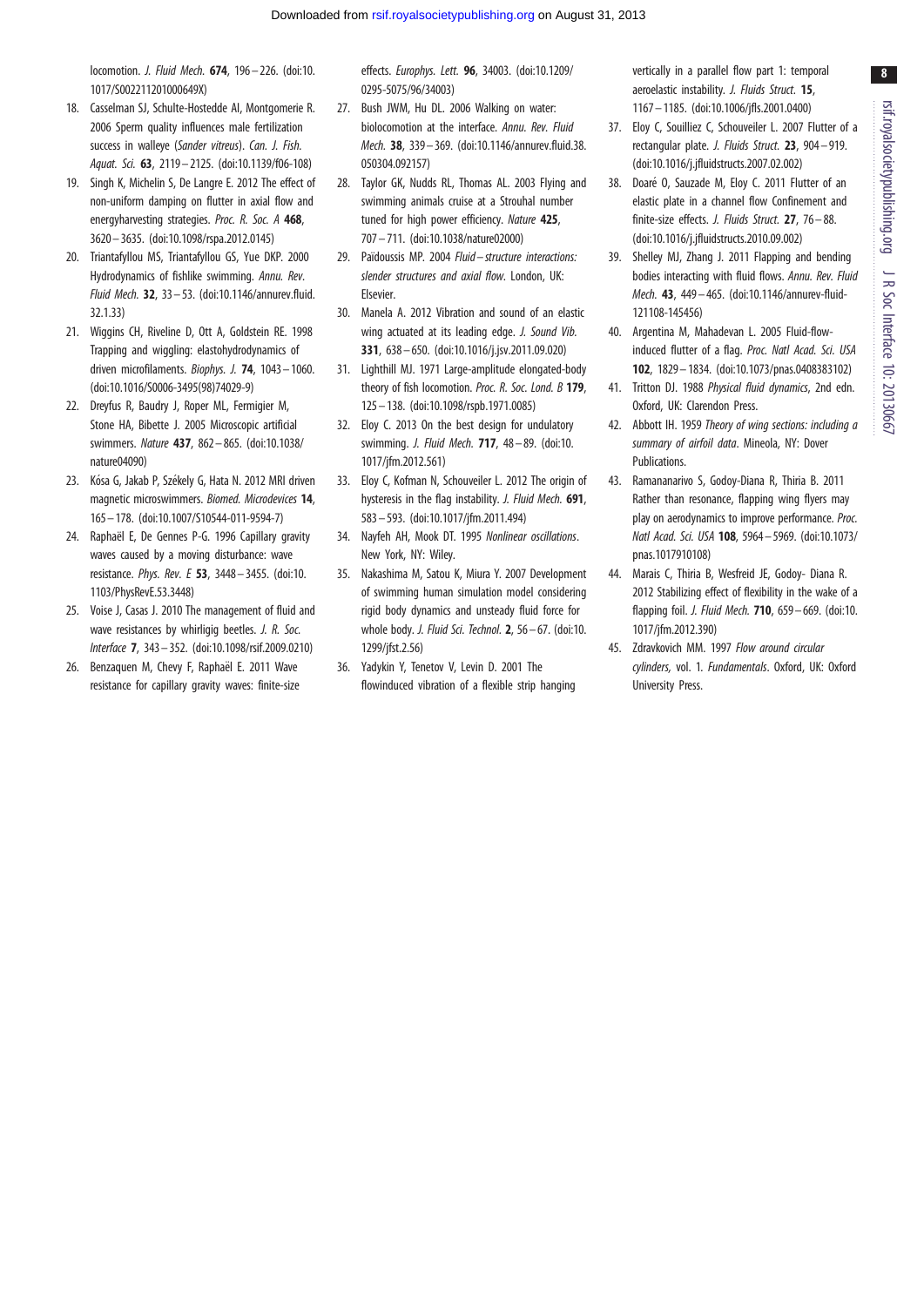locomotion. *J. Fluid Mech.* **674**, 196–226. (doi:10.1017/S002211201000649X)

18. Casselman SJ, Schulte-Hostedde AI, Montgomerie R. 2006 Sperm quality influences male fertilization success in walleye (*Sander vitreus*). *Can. J. Fish. Aquat. Sci.* **63**, 2119–2125. (doi:10.1139/f06-108)
19. Singh K, Michelin S, De Langre E. 2012 The effect of non-uniform damping on flutter in axial flow and energyharvesting strategies. *Proc. R. Soc. A* **468**, 3620–3635. (doi:10.1098/rspa.2012.0145)
20. Triantafyllou MS, Triantafyllou GS, Yue DKP. 2000 Hydrodynamics of fishlike swimming. *Annu. Rev. Fluid Mech.* **32**, 33–53. (doi:10.1146/annurev.fluid.32.1.33)
21. Wiggins CH, Riveline D, Ott A, Goldstein RE. 1998 Trapping and wiggling: elastohydrodynamics of driven microfilaments. *Biophys. J.* **74**, 1043–1060. (doi:10.1016/S0006-3495(98)74029-9)
22. Dreyfus R, Baudry J, Roper ML, Fermigier M, Stone HA, Bibette J. 2005 Microscopic artificial swimmers. *Nature* **437**, 862–865. (doi:10.1038/nature04090)
23. Kósa G, Jakab P, Székely G, Hata N. 2012 MRI driven magnetic microswimmers. *Biomed. Microdevices* **14**, 165–178. (doi:10.1007/S10544-011-9594-7)
24. Raphaël E, De Gennes P-G. 1996 Capillary gravity waves caused by a moving disturbance: wave resistance. *Phys. Rev. E* **53**, 3448–3455. (doi:10.1103/PhysRevE.53.3448)
25. Voise J, Casas J. 2010 The management of fluid and wave resistances by whirligig beetles. *J. R. Soc. Interface* **7**, 343–352. (doi:10.1098/rsif.2009.0210)
26. Benzaquen M, Chevy F, Raphaël E. 2011 Wave resistance for capillary gravity waves: finite-size effects. *Europhys. Lett.* **96**, 34003. (doi:10.1209/0295-5075/96/34003)
27. Bush JWM, Hu DL. 2006 Walking on water: biolocomotion at the interface. *Annu. Rev. Fluid Mech.* **38**, 339–369. (doi:10.1146/annurev.fluid.38.050304.092157)
28. Taylor GK, Nudds RL, Thomas AL. 2003 Flying and swimming animals cruise at a Strouhal number tuned for high power efficiency. *Nature* **425**, 707–711. (doi:10.1038/nature02000)
29. Païdoussis MP. 2004 *Fluid–structure interactions: slender structures and axial flow*. London, UK: Elsevier.
30. Manela A. 2012 Vibration and sound of an elastic wing actuated at its leading edge. *J. Sound Vib.* **331**, 638–650. (doi:10.1016/j.jsv.2011.09.020)
31. Lighthill MJ. 1971 Large-amplitude elongated-body theory of fish locomotion. *Proc. R. Soc. Lond. B* **179**, 125–138. (doi:10.1098/rspb.1971.0085)
32. Eloy C. 2013 On the best design for undulatory swimming. *J. Fluid Mech.* **717**, 48–89. (doi:10.1017/jfm.2012.561)
33. Eloy C, Kofman N, Schouveiler L. 2012 The origin of hysteresis in the flag instability. *J. Fluid Mech.* **691**, 583–593. (doi:10.1017/jfm.2011.494)
34. Nayfeh AH, Mook DT. 1995 *Nonlinear oscillations*. New York, NY: Wiley.
35. Nakashima M, Satou K, Miura Y. 2007 Development of swimming human simulation model considering rigid body dynamics and unsteady fluid force for whole body. *J. Fluid Sci. Technol.* **2**, 56–67. (doi:10.1299/jfst.2.56)
36. Yadykin Y, Tenetov V, Levin D. 2001 The flowinduced vibration of a flexible strip hanging vertically in a parallel flow part 1: temporal aeroelastic instability. *J. Fluids Struct.* **15**, 1167–1185. (doi:10.1006/jfls.2001.0400)
37. Eloy C, Souilliez C, Schouveiler L. 2007 Flutter of a rectangular plate. *J. Fluids Struct.* **23**, 904–919. (doi:10.1016/j.jfluidstructs.2007.02.002)
38. Doaré O, Sauzade M, Eloy C. 2011 Flutter of an elastic plate in a channel flow Confinement and finite-size effects. *J. Fluids Struct.* **27**, 76–88. (doi:10.1016/j.jfluidstructs.2010.09.002)
39. Shelley MJ, Zhang J. 2011 Flapping and bending bodies interacting with fluid flows. *Annu. Rev. Fluid Mech.* **43**, 449–465. (doi:10.1146/annurev-fluid-121108-145456)
40. Argentina M, Mahadevan L. 2005 Fluid-flow-induced flutter of a flag. *Proc. Natl Acad. Sci. USA* **102**, 1829–1834. (doi:10.1073/pnas.0408383102)
41. Tritton DJ. 1988 *Physical fluid dynamics*, 2nd edn. Oxford, UK: Clarendon Press.
42. Abbott IH. 1959 *Theory of wing sections: including a summary of airfoil data*. Mineola, NY: Dover Publications.
43. Ramananarivo S, Godoy-Diana R, Thiria B. 2011 Rather than resonance, flapping wing flyers may play on aerodynamics to improve performance. *Proc. Natl Acad. Sci. USA* **108**, 5964–5969. (doi:10.1073/pnas.1017910108)
44. Marais C, Thiria B, Wesfreid JE, Godoy- Diana R. 2012 Stabilizing effect of flexibility in the wake of a flapping foil. *J. Fluid Mech.* **710**, 659–669. (doi:10.1017/jfm.2012.390)
45. Zdravkovich MM. 1997 *Flow around circular cylinders,* vol. 1. *Fundamentals*. Oxford, UK: Oxford University Press.